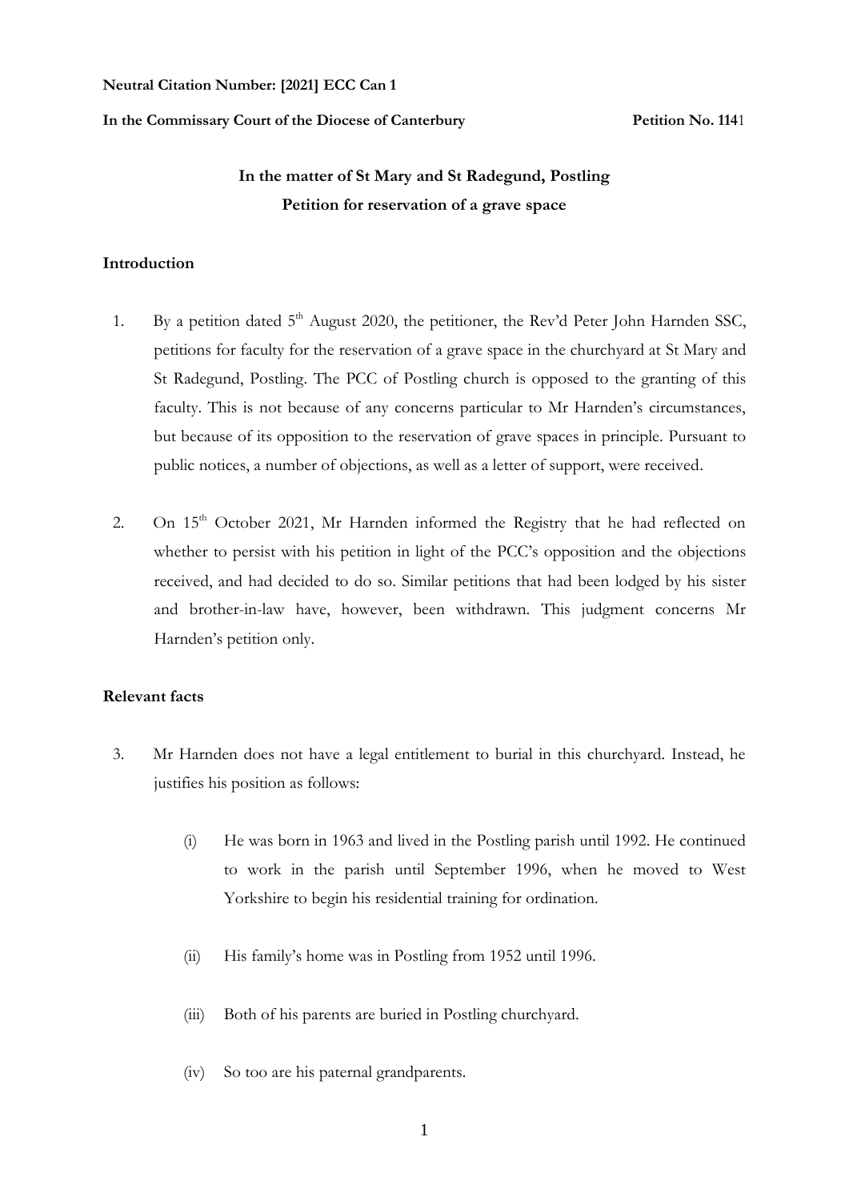**Neutral Citation Number: [2021] ECC Can 1**

**In the Commissary Court of the Diocese of Canterbury** **Petition No. 1141**

**In the matter of St Mary and St Radegund, Postling**

**Petition for reservation of a grave space**

## Introduction

1. By a petition dated 5th August 2020, the petitioner, the Rev'd Peter John Harnden SSC, petitions for faculty for the reservation of a grave space in the churchyard at St Mary and St Radegund, Postling. The PCC of Postling church is opposed to the granting of this faculty. This is not because of any concerns particular to Mr Harnden's circumstances, but because of its opposition to the reservation of grave spaces in principle. Pursuant to public notices, a number of objections, as well as a letter of support, were received.

2. On 15th October 2021, Mr Harnden informed the Registry that he had reflected on whether to persist with his petition in light of the PCC's opposition and the objections received, and had decided to do so. Similar petitions that had been lodged by his sister and brother-in-law have, however, been withdrawn. This judgment concerns Mr Harnden's petition only.

## Relevant facts

3. Mr Harnden does not have a legal entitlement to burial in this churchyard. Instead, he justifies his position as follows:

   (i) He was born in 1963 and lived in the Postling parish until 1992. He continued to work in the parish until September 1996, when he moved to West Yorkshire to begin his residential training for ordination.

   (ii) His family's home was in Postling from 1952 until 1996.

   (iii) Both of his parents are buried in Postling churchyard.

   (iv) So too are his paternal grandparents.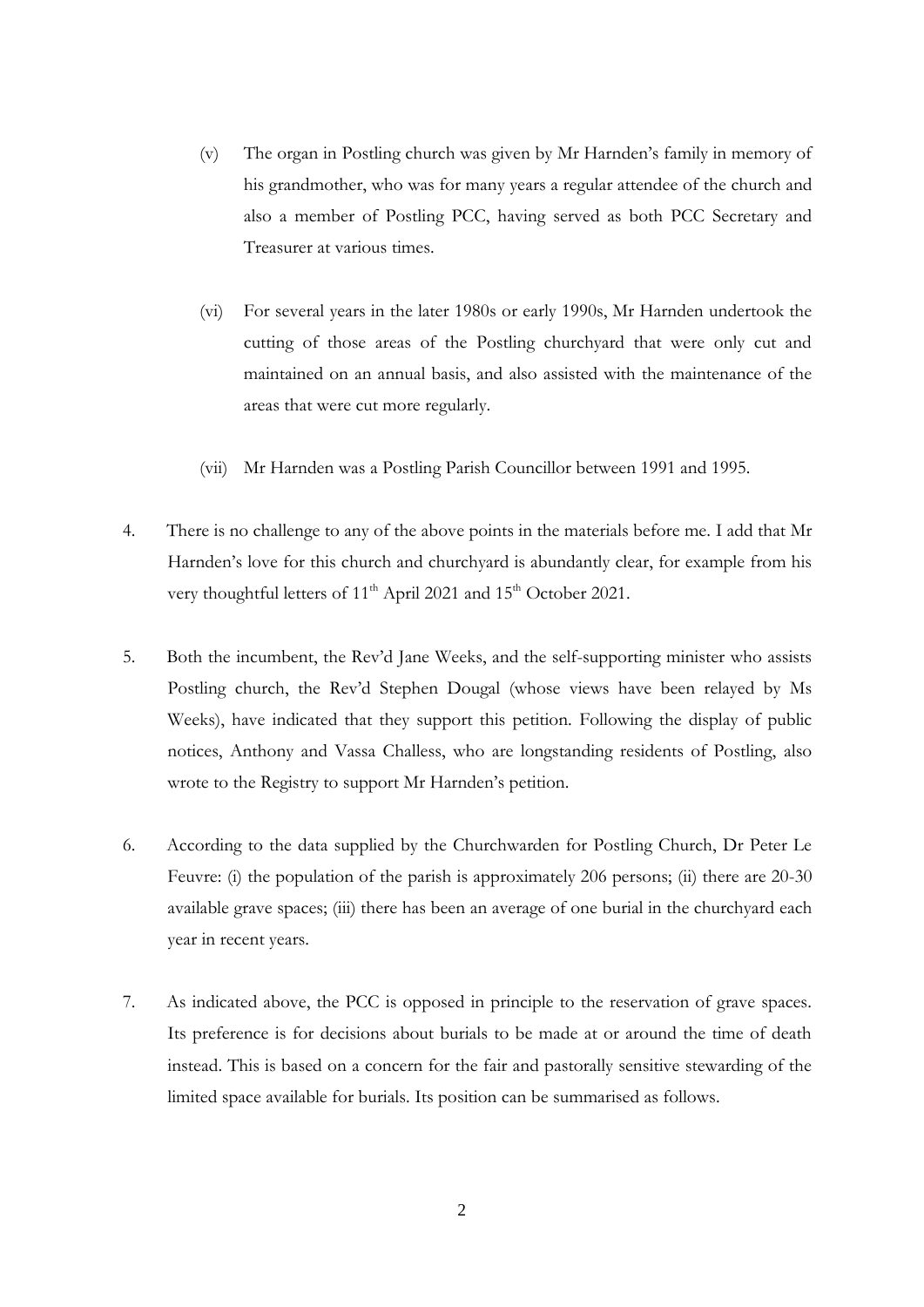(v) The organ in Postling church was given by Mr Harnden's family in memory of his grandmother, who was for many years a regular attendee of the church and also a member of Postling PCC, having served as both PCC Secretary and Treasurer at various times.

(vi) For several years in the later 1980s or early 1990s, Mr Harnden undertook the cutting of those areas of the Postling churchyard that were only cut and maintained on an annual basis, and also assisted with the maintenance of the areas that were cut more regularly.

(vii) Mr Harnden was a Postling Parish Councillor between 1991 and 1995.

4. There is no challenge to any of the above points in the materials before me. I add that Mr Harnden's love for this church and churchyard is abundantly clear, for example from his very thoughtful letters of 11th April 2021 and 15th October 2021.

5. Both the incumbent, the Rev'd Jane Weeks, and the self-supporting minister who assists Postling church, the Rev'd Stephen Dougal (whose views have been relayed by Ms Weeks), have indicated that they support this petition. Following the display of public notices, Anthony and Vassa Challess, who are longstanding residents of Postling, also wrote to the Registry to support Mr Harnden's petition.

6. According to the data supplied by the Churchwarden for Postling Church, Dr Peter Le Feuvre: (i) the population of the parish is approximately 206 persons; (ii) there are 20-30 available grave spaces; (iii) there has been an average of one burial in the churchyard each year in recent years.

7. As indicated above, the PCC is opposed in principle to the reservation of grave spaces. Its preference is for decisions about burials to be made at or around the time of death instead. This is based on a concern for the fair and pastorally sensitive stewarding of the limited space available for burials. Its position can be summarised as follows.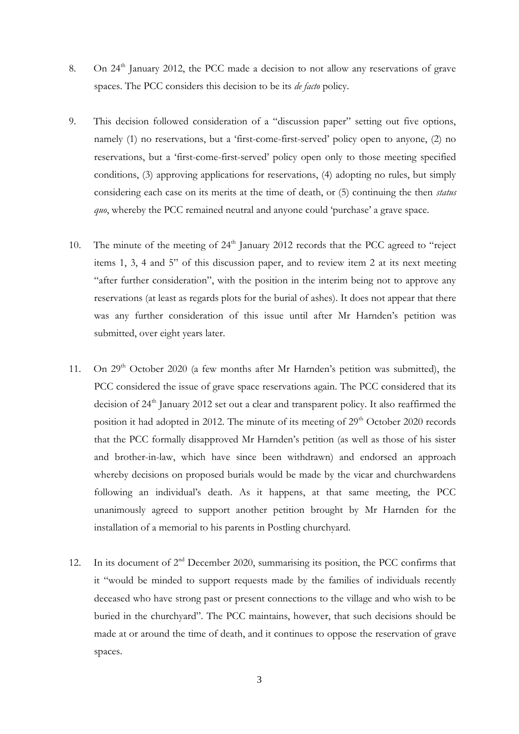8. On 24th January 2012, the PCC made a decision to not allow any reservations of grave spaces. The PCC considers this decision to be its *de facto* policy.

9. This decision followed consideration of a "discussion paper" setting out five options, namely (1) no reservations, but a 'first-come-first-served' policy open to anyone, (2) no reservations, but a 'first-come-first-served' policy open only to those meeting specified conditions, (3) approving applications for reservations, (4) adopting no rules, but simply considering each case on its merits at the time of death, or (5) continuing the then *status quo*, whereby the PCC remained neutral and anyone could 'purchase' a grave space.

10. The minute of the meeting of 24th January 2012 records that the PCC agreed to "reject items 1, 3, 4 and 5" of this discussion paper, and to review item 2 at its next meeting "after further consideration", with the position in the interim being not to approve any reservations (at least as regards plots for the burial of ashes). It does not appear that there was any further consideration of this issue until after Mr Harnden's petition was submitted, over eight years later.

11. On 29th October 2020 (a few months after Mr Harnden's petition was submitted), the PCC considered the issue of grave space reservations again. The PCC considered that its decision of 24th January 2012 set out a clear and transparent policy. It also reaffirmed the position it had adopted in 2012. The minute of its meeting of 29th October 2020 records that the PCC formally disapproved Mr Harnden's petition (as well as those of his sister and brother-in-law, which have since been withdrawn) and endorsed an approach whereby decisions on proposed burials would be made by the vicar and churchwardens following an individual's death. As it happens, at that same meeting, the PCC unanimously agreed to support another petition brought by Mr Harnden for the installation of a memorial to his parents in Postling churchyard.

12. In its document of 2nd December 2020, summarising its position, the PCC confirms that it "would be minded to support requests made by the families of individuals recently deceased who have strong past or present connections to the village and who wish to be buried in the churchyard". The PCC maintains, however, that such decisions should be made at or around the time of death, and it continues to oppose the reservation of grave spaces.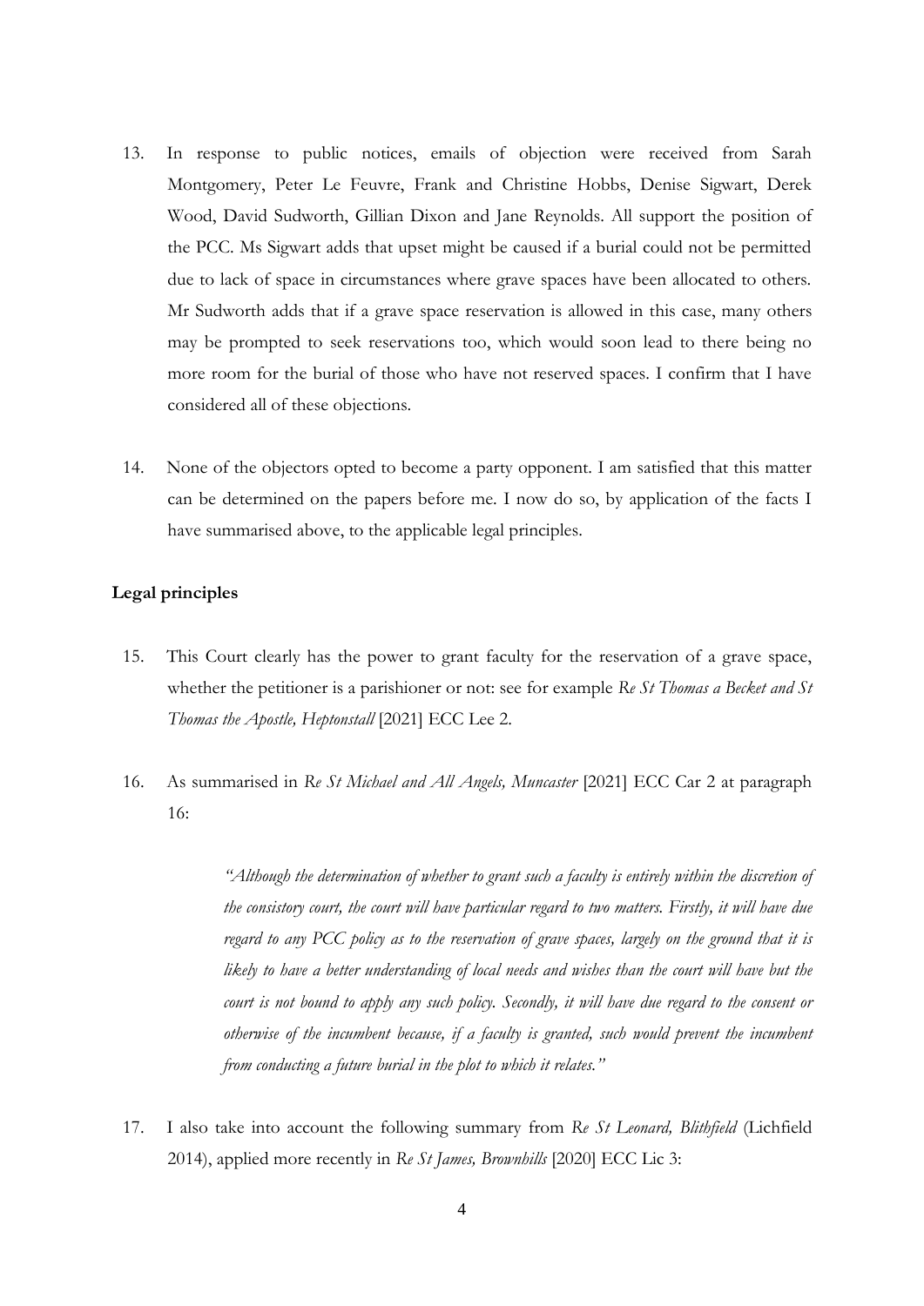13. In response to public notices, emails of objection were received from Sarah Montgomery, Peter Le Feuvre, Frank and Christine Hobbs, Denise Sigwart, Derek Wood, David Sudworth, Gillian Dixon and Jane Reynolds. All support the position of the PCC. Ms Sigwart adds that upset might be caused if a burial could not be permitted due to lack of space in circumstances where grave spaces have been allocated to others. Mr Sudworth adds that if a grave space reservation is allowed in this case, many others may be prompted to seek reservations too, which would soon lead to there being no more room for the burial of those who have not reserved spaces. I confirm that I have considered all of these objections.

14. None of the objectors opted to become a party opponent. I am satisfied that this matter can be determined on the papers before me. I now do so, by application of the facts I have summarised above, to the applicable legal principles.

**Legal principles**

15. This Court clearly has the power to grant faculty for the reservation of a grave space, whether the petitioner is a parishioner or not: see for example *Re St Thomas a Becket and St Thomas the Apostle, Heptonstall* [2021] ECC Lee 2.

16. As summarised in *Re St Michael and All Angels, Muncaster* [2021] ECC Car 2 at paragraph 16:

> *"Although the determination of whether to grant such a faculty is entirely within the discretion of the consistory court, the court will have particular regard to two matters. Firstly, it will have due regard to any PCC policy as to the reservation of grave spaces, largely on the ground that it is likely to have a better understanding of local needs and wishes than the court will have but the court is not bound to apply any such policy. Secondly, it will have due regard to the consent or otherwise of the incumbent because, if a faculty is granted, such would prevent the incumbent from conducting a future burial in the plot to which it relates."*

17. I also take into account the following summary from *Re St Leonard, Blithfield* (Lichfield 2014), applied more recently in *Re St James, Brownhills* [2020] ECC Lic 3: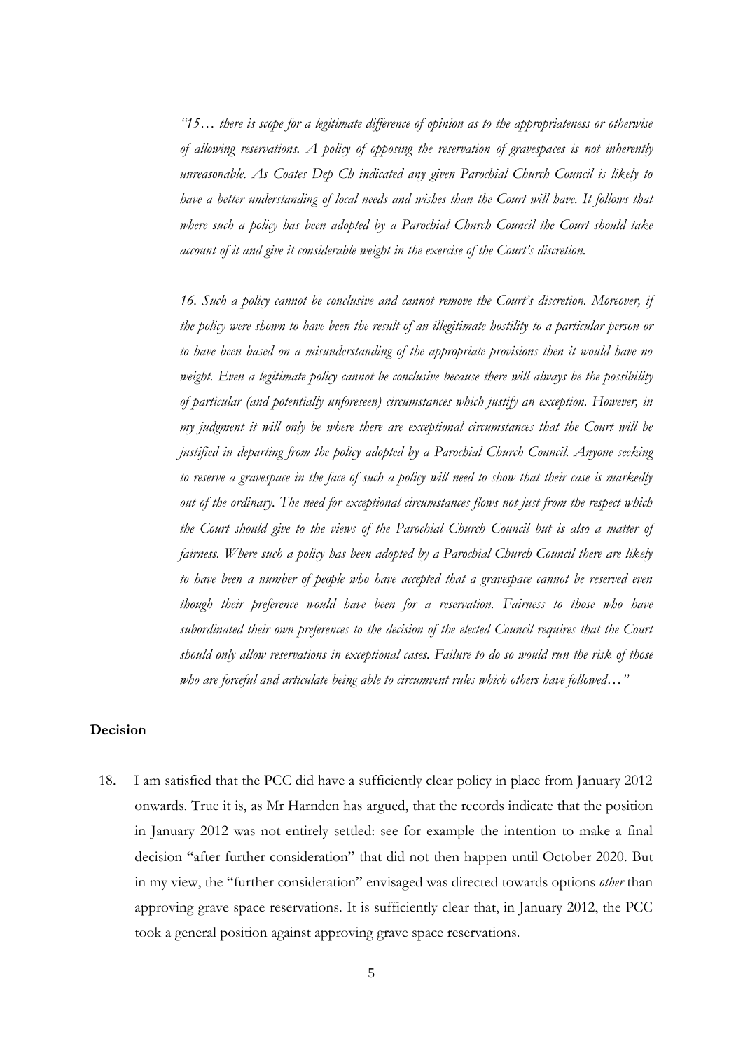*"15… there is scope for a legitimate difference of opinion as to the appropriateness or otherwise of allowing reservations. A policy of opposing the reservation of gravespaces is not inherently unreasonable. As Coates Dep Ch indicated any given Parochial Church Council is likely to have a better understanding of local needs and wishes than the Court will have. It follows that where such a policy has been adopted by a Parochial Church Council the Court should take account of it and give it considerable weight in the exercise of the Court's discretion.*

*16. Such a policy cannot be conclusive and cannot remove the Court's discretion. Moreover, if the policy were shown to have been the result of an illegitimate hostility to a particular person or to have been based on a misunderstanding of the appropriate provisions then it would have no weight. Even a legitimate policy cannot be conclusive because there will always be the possibility of particular (and potentially unforeseen) circumstances which justify an exception. However, in my judgment it will only be where there are exceptional circumstances that the Court will be justified in departing from the policy adopted by a Parochial Church Council. Anyone seeking to reserve a gravespace in the face of such a policy will need to show that their case is markedly out of the ordinary. The need for exceptional circumstances flows not just from the respect which the Court should give to the views of the Parochial Church Council but is also a matter of fairness. Where such a policy has been adopted by a Parochial Church Council there are likely to have been a number of people who have accepted that a gravespace cannot be reserved even though their preference would have been for a reservation. Fairness to those who have subordinated their own preferences to the decision of the elected Council requires that the Court should only allow reservations in exceptional cases. Failure to do so would run the risk of those who are forceful and articulate being able to circumvent rules which others have followed…"*

**Decision**

18. I am satisfied that the PCC did have a sufficiently clear policy in place from January 2012 onwards. True it is, as Mr Harnden has argued, that the records indicate that the position in January 2012 was not entirely settled: see for example the intention to make a final decision "after further consideration" that did not then happen until October 2020. But in my view, the "further consideration" envisaged was directed towards options *other* than approving grave space reservations. It is sufficiently clear that, in January 2012, the PCC took a general position against approving grave space reservations.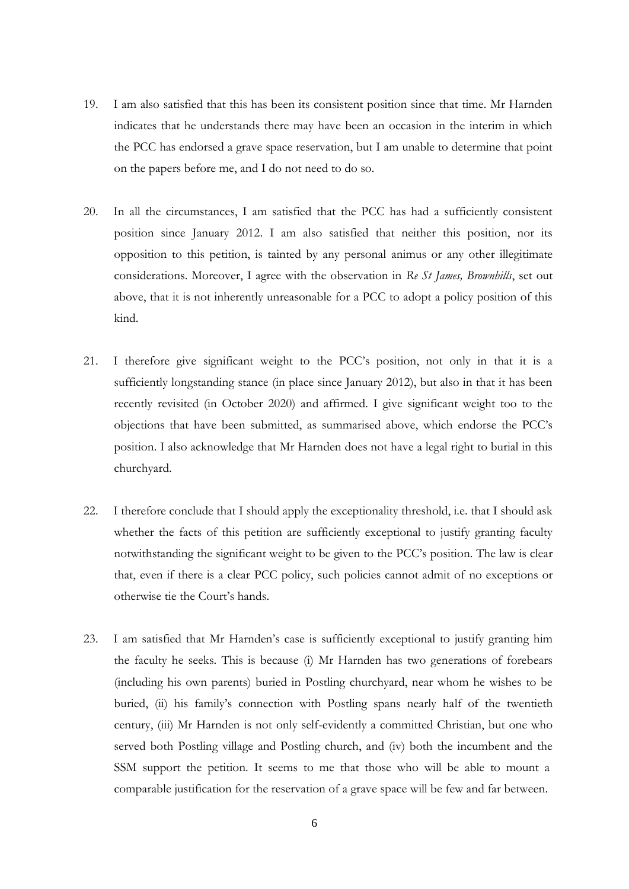19. I am also satisfied that this has been its consistent position since that time. Mr Harnden indicates that he understands there may have been an occasion in the interim in which the PCC has endorsed a grave space reservation, but I am unable to determine that point on the papers before me, and I do not need to do so.

20. In all the circumstances, I am satisfied that the PCC has had a sufficiently consistent position since January 2012. I am also satisfied that neither this position, nor its opposition to this petition, is tainted by any personal animus or any other illegitimate considerations. Moreover, I agree with the observation in *Re St James, Brownhills*, set out above, that it is not inherently unreasonable for a PCC to adopt a policy position of this kind.

21. I therefore give significant weight to the PCC's position, not only in that it is a sufficiently longstanding stance (in place since January 2012), but also in that it has been recently revisited (in October 2020) and affirmed. I give significant weight too to the objections that have been submitted, as summarised above, which endorse the PCC's position. I also acknowledge that Mr Harnden does not have a legal right to burial in this churchyard.

22. I therefore conclude that I should apply the exceptionality threshold, i.e. that I should ask whether the facts of this petition are sufficiently exceptional to justify granting faculty notwithstanding the significant weight to be given to the PCC's position. The law is clear that, even if there is a clear PCC policy, such policies cannot admit of no exceptions or otherwise tie the Court's hands.

23. I am satisfied that Mr Harnden's case is sufficiently exceptional to justify granting him the faculty he seeks. This is because (i) Mr Harnden has two generations of forebears (including his own parents) buried in Postling churchyard, near whom he wishes to be buried, (ii) his family's connection with Postling spans nearly half of the twentieth century, (iii) Mr Harnden is not only self-evidently a committed Christian, but one who served both Postling village and Postling church, and (iv) both the incumbent and the SSM support the petition. It seems to me that those who will be able to mount a comparable justification for the reservation of a grave space will be few and far between.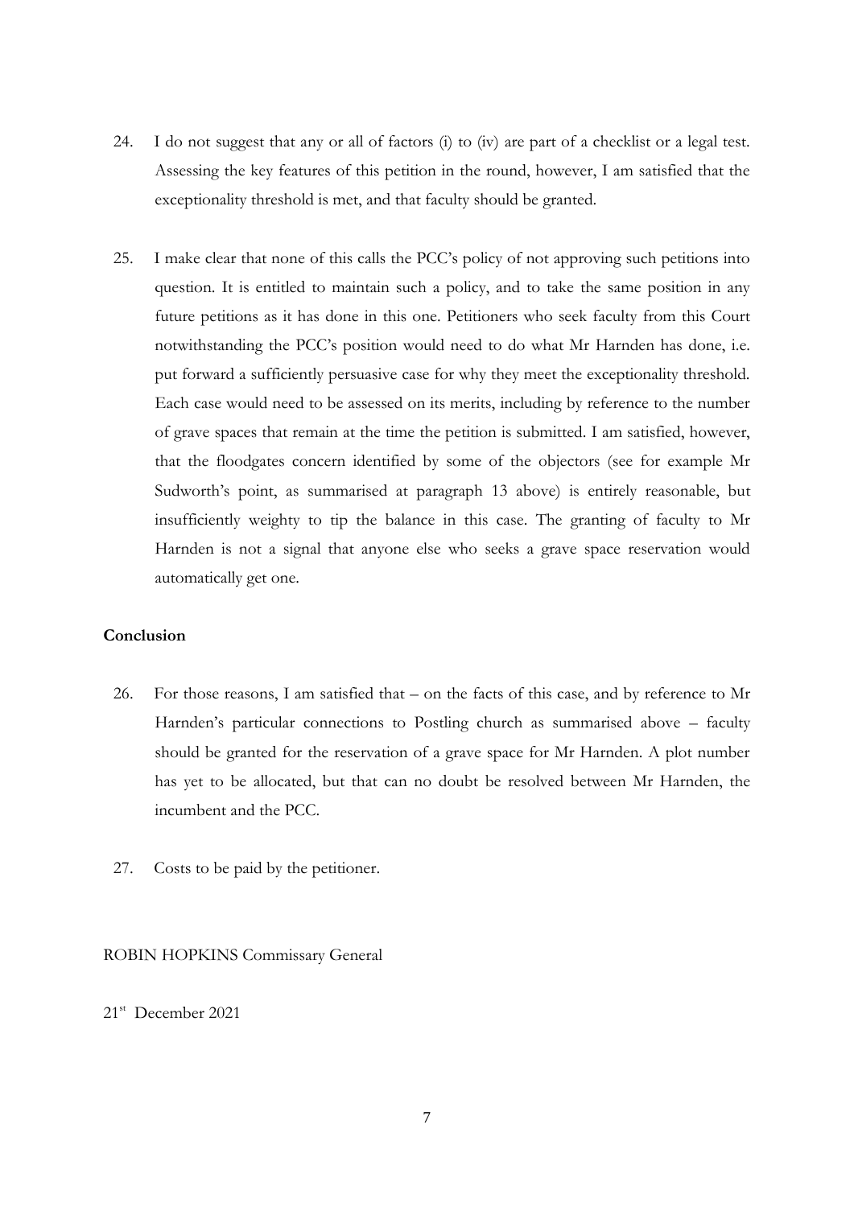24. I do not suggest that any or all of factors (i) to (iv) are part of a checklist or a legal test. Assessing the key features of this petition in the round, however, I am satisfied that the exceptionality threshold is met, and that faculty should be granted.

25. I make clear that none of this calls the PCC's policy of not approving such petitions into question. It is entitled to maintain such a policy, and to take the same position in any future petitions as it has done in this one. Petitioners who seek faculty from this Court notwithstanding the PCC's position would need to do what Mr Harnden has done, i.e. put forward a sufficiently persuasive case for why they meet the exceptionality threshold. Each case would need to be assessed on its merits, including by reference to the number of grave spaces that remain at the time the petition is submitted. I am satisfied, however, that the floodgates concern identified by some of the objectors (see for example Mr Sudworth's point, as summarised at paragraph 13 above) is entirely reasonable, but insufficiently weighty to tip the balance in this case. The granting of faculty to Mr Harnden is not a signal that anyone else who seeks a grave space reservation would automatically get one.

**Conclusion**

26. For those reasons, I am satisfied that – on the facts of this case, and by reference to Mr Harnden's particular connections to Postling church as summarised above – faculty should be granted for the reservation of a grave space for Mr Harnden. A plot number has yet to be allocated, but that can no doubt be resolved between Mr Harnden, the incumbent and the PCC.

27. Costs to be paid by the petitioner.

ROBIN HOPKINS Commissary General

21st December 2021